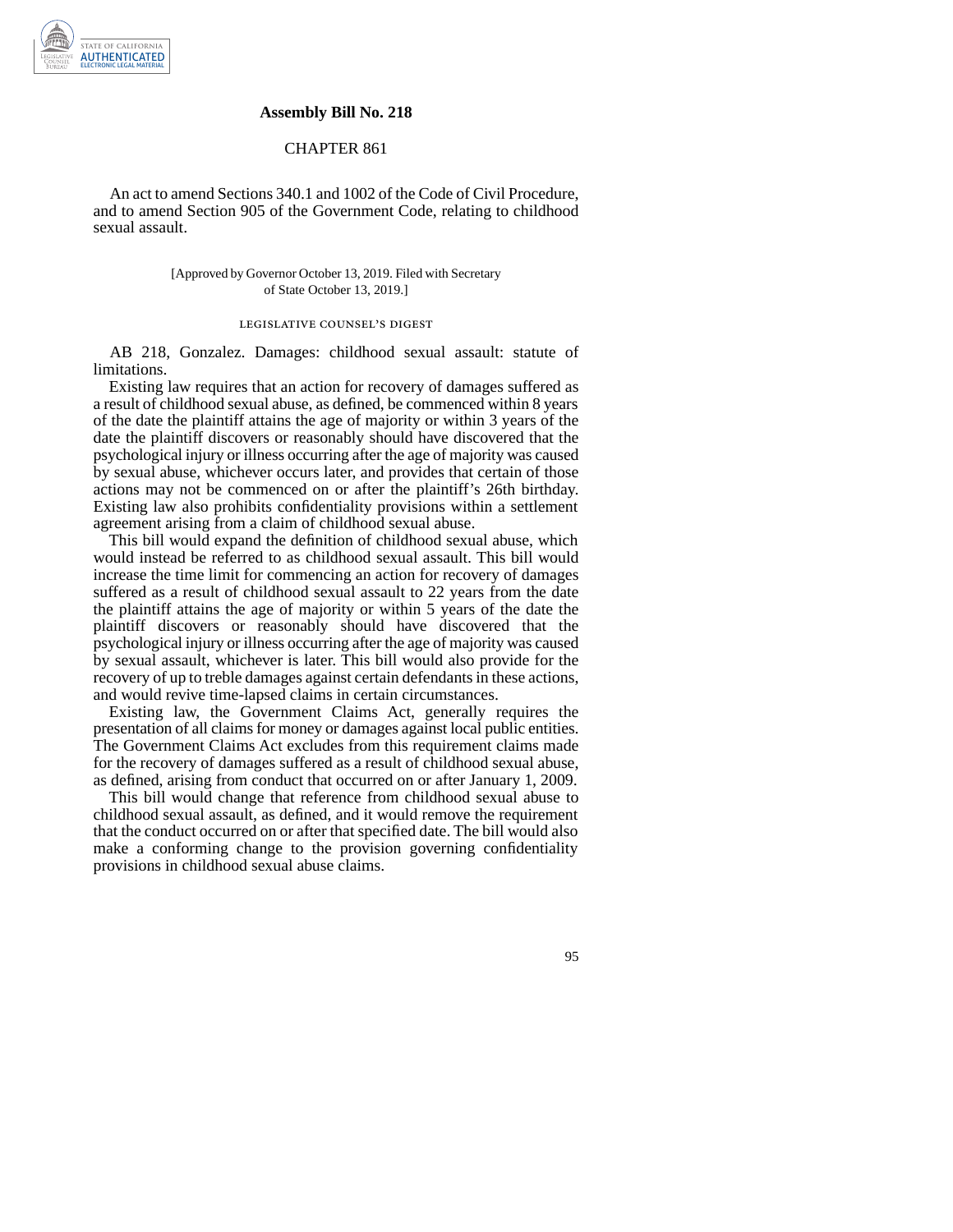# Assembly Bill No. 218

## CHAPTER 861

An act to amend Sections 340.1 and 1002 of the Code of Civil Procedure, and to amend Section 905 of the Government Code, relating to childhood sexual assault.

[Approved by Governor October 13, 2019. Filed with Secretary of State October 13, 2019.]

### LEGISLATIVE COUNSEL'S DIGEST

AB 218, Gonzalez. Damages: childhood sexual assault: statute of limitations.

Existing law requires that an action for recovery of damages suffered as a result of childhood sexual abuse, as defined, be commenced within 8 years of the date the plaintiff attains the age of majority or within 3 years of the date the plaintiff discovers or reasonably should have discovered that the psychological injury or illness occurring after the age of majority was caused by sexual abuse, whichever occurs later, and provides that certain of those actions may not be commenced on or after the plaintiff's 26th birthday. Existing law also prohibits confidentiality provisions within a settlement agreement arising from a claim of childhood sexual abuse.

This bill would expand the definition of childhood sexual abuse, which would instead be referred to as childhood sexual assault. This bill would increase the time limit for commencing an action for recovery of damages suffered as a result of childhood sexual assault to 22 years from the date the plaintiff attains the age of majority or within 5 years of the date the plaintiff discovers or reasonably should have discovered that the psychological injury or illness occurring after the age of majority was caused by sexual assault, whichever is later. This bill would also provide for the recovery of up to treble damages against certain defendants in these actions, and would revive time-lapsed claims in certain circumstances.

Existing law, the Government Claims Act, generally requires the presentation of all claims for money or damages against local public entities. The Government Claims Act excludes from this requirement claims made for the recovery of damages suffered as a result of childhood sexual abuse, as defined, arising from conduct that occurred on or after January 1, 2009.

This bill would change that reference from childhood sexual abuse to childhood sexual assault, as defined, and it would remove the requirement that the conduct occurred on or after that specified date. The bill would also make a conforming change to the provision governing confidentiality provisions in childhood sexual abuse claims.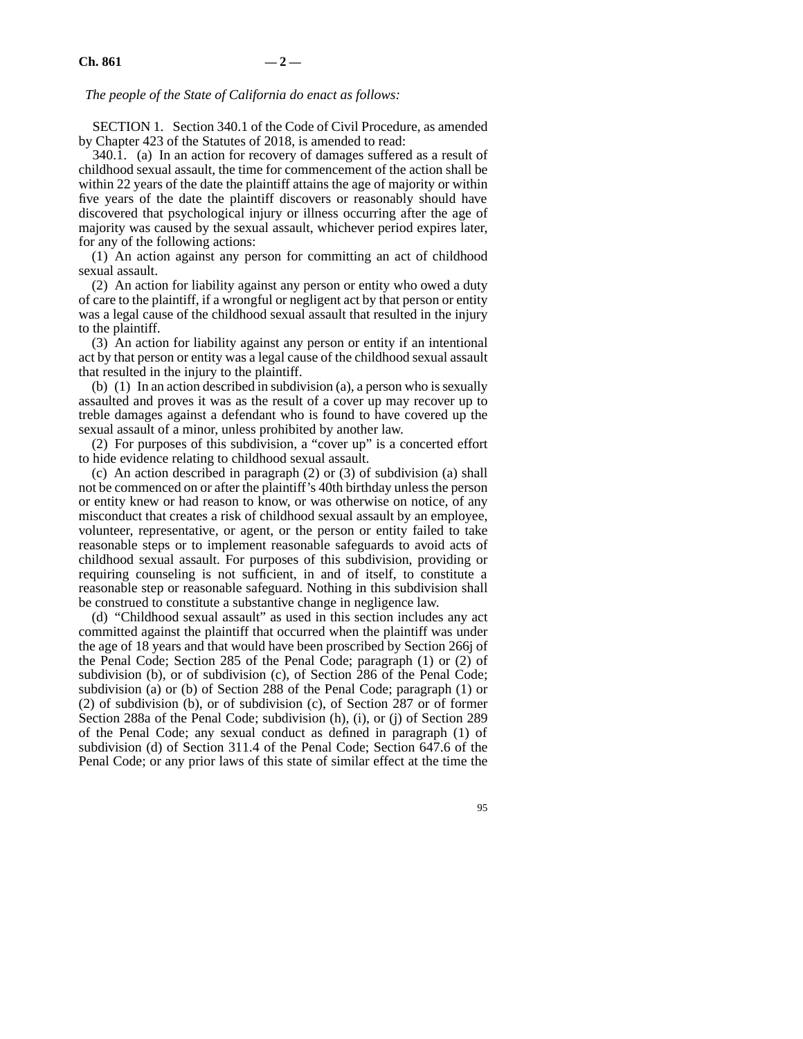*The people of the State of California do enact as follows:*

SECTION 1. Section 340.1 of the Code of Civil Procedure, as amended by Chapter 423 of the Statutes of 2018, is amended to read:

340.1. (a) In an action for recovery of damages suffered as a result of childhood sexual assault, the time for commencement of the action shall be within 22 years of the date the plaintiff attains the age of majority or within five years of the date the plaintiff discovers or reasonably should have discovered that psychological injury or illness occurring after the age of majority was caused by the sexual assault, whichever period expires later, for any of the following actions:

(1) An action against any person for committing an act of childhood sexual assault.

(2) An action for liability against any person or entity who owed a duty of care to the plaintiff, if a wrongful or negligent act by that person or entity was a legal cause of the childhood sexual assault that resulted in the injury to the plaintiff.

(3) An action for liability against any person or entity if an intentional act by that person or entity was a legal cause of the childhood sexual assault that resulted in the injury to the plaintiff.

(b) (1) In an action described in subdivision (a), a person who is sexually assaulted and proves it was as the result of a cover up may recover up to treble damages against a defendant who is found to have covered up the sexual assault of a minor, unless prohibited by another law.

(2) For purposes of this subdivision, a "cover up" is a concerted effort to hide evidence relating to childhood sexual assault.

(c) An action described in paragraph (2) or (3) of subdivision (a) shall not be commenced on or after the plaintiff's 40th birthday unless the person or entity knew or had reason to know, or was otherwise on notice, of any misconduct that creates a risk of childhood sexual assault by an employee, volunteer, representative, or agent, or the person or entity failed to take reasonable steps or to implement reasonable safeguards to avoid acts of childhood sexual assault. For purposes of this subdivision, providing or requiring counseling is not sufficient, in and of itself, to constitute a reasonable step or reasonable safeguard. Nothing in this subdivision shall be construed to constitute a substantive change in negligence law.

(d) "Childhood sexual assault" as used in this section includes any act committed against the plaintiff that occurred when the plaintiff was under the age of 18 years and that would have been proscribed by Section 266j of the Penal Code; Section 285 of the Penal Code; paragraph (1) or (2) of subdivision (b), or of subdivision (c), of Section 286 of the Penal Code; subdivision (a) or (b) of Section 288 of the Penal Code; paragraph (1) or (2) of subdivision (b), or of subdivision (c), of Section 287 or of former Section 288a of the Penal Code; subdivision (h), (i), or (j) of Section 289 of the Penal Code; any sexual conduct as defined in paragraph (1) of subdivision (d) of Section 311.4 of the Penal Code; Section 647.6 of the Penal Code; or any prior laws of this state of similar effect at the time the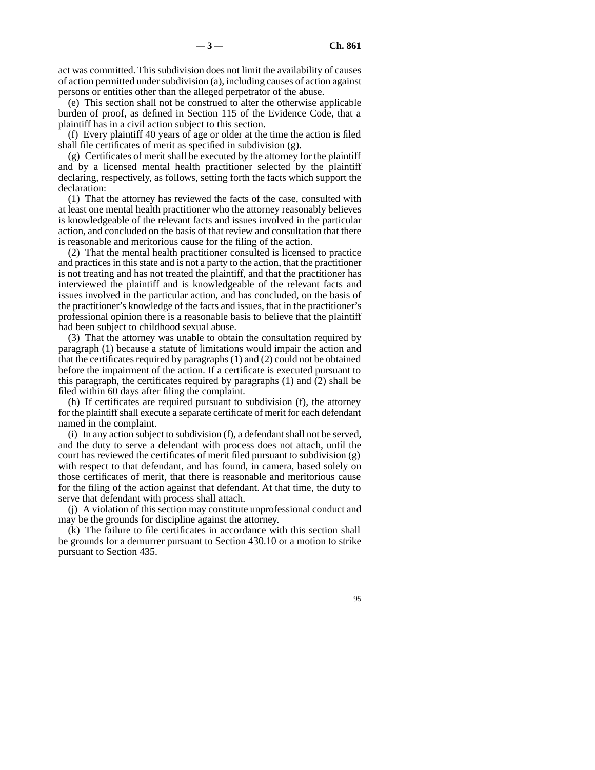act was committed. This subdivision does not limit the availability of causes of action permitted under subdivision (a), including causes of action against persons or entities other than the alleged perpetrator of the abuse.

(e) This section shall not be construed to alter the otherwise applicable burden of proof, as defined in Section 115 of the Evidence Code, that a plaintiff has in a civil action subject to this section.

(f) Every plaintiff 40 years of age or older at the time the action is filed shall file certificates of merit as specified in subdivision (g).

(g) Certificates of merit shall be executed by the attorney for the plaintiff and by a licensed mental health practitioner selected by the plaintiff declaring, respectively, as follows, setting forth the facts which support the declaration:

(1) That the attorney has reviewed the facts of the case, consulted with at least one mental health practitioner who the attorney reasonably believes is knowledgeable of the relevant facts and issues involved in the particular action, and concluded on the basis of that review and consultation that there is reasonable and meritorious cause for the filing of the action.

(2) That the mental health practitioner consulted is licensed to practice and practices in this state and is not a party to the action, that the practitioner is not treating and has not treated the plaintiff, and that the practitioner has interviewed the plaintiff and is knowledgeable of the relevant facts and issues involved in the particular action, and has concluded, on the basis of the practitioner's knowledge of the facts and issues, that in the practitioner's professional opinion there is a reasonable basis to believe that the plaintiff had been subject to childhood sexual abuse.

(3) That the attorney was unable to obtain the consultation required by paragraph (1) because a statute of limitations would impair the action and that the certificates required by paragraphs (1) and (2) could not be obtained before the impairment of the action. If a certificate is executed pursuant to this paragraph, the certificates required by paragraphs (1) and (2) shall be filed within 60 days after filing the complaint.

(h) If certificates are required pursuant to subdivision (f), the attorney for the plaintiff shall execute a separate certificate of merit for each defendant named in the complaint.

(i) In any action subject to subdivision (f), a defendant shall not be served, and the duty to serve a defendant with process does not attach, until the court has reviewed the certificates of merit filed pursuant to subdivision (g) with respect to that defendant, and has found, in camera, based solely on those certificates of merit, that there is reasonable and meritorious cause for the filing of the action against that defendant. At that time, the duty to serve that defendant with process shall attach.

(j) A violation of this section may constitute unprofessional conduct and may be the grounds for discipline against the attorney.

(k) The failure to file certificates in accordance with this section shall be grounds for a demurrer pursuant to Section 430.10 or a motion to strike pursuant to Section 435.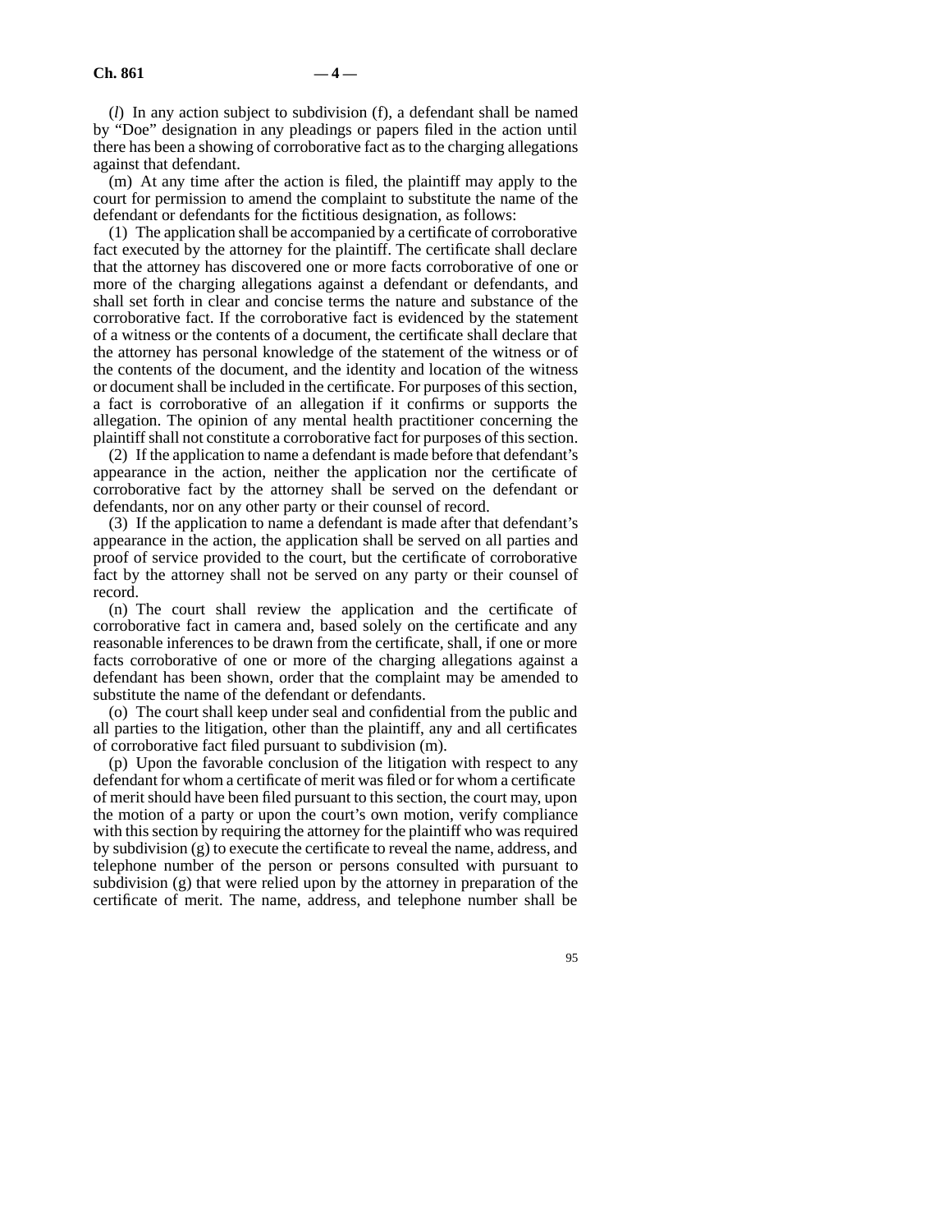(*l*) In any action subject to subdivision (f), a defendant shall be named by "Doe" designation in any pleadings or papers filed in the action until there has been a showing of corroborative fact as to the charging allegations against that defendant.

(m) At any time after the action is filed, the plaintiff may apply to the court for permission to amend the complaint to substitute the name of the defendant or defendants for the fictitious designation, as follows:

(1) The application shall be accompanied by a certificate of corroborative fact executed by the attorney for the plaintiff. The certificate shall declare that the attorney has discovered one or more facts corroborative of one or more of the charging allegations against a defendant or defendants, and shall set forth in clear and concise terms the nature and substance of the corroborative fact. If the corroborative fact is evidenced by the statement of a witness or the contents of a document, the certificate shall declare that the attorney has personal knowledge of the statement of the witness or of the contents of the document, and the identity and location of the witness or document shall be included in the certificate. For purposes of this section, a fact is corroborative of an allegation if it confirms or supports the allegation. The opinion of any mental health practitioner concerning the plaintiff shall not constitute a corroborative fact for purposes of this section.

(2) If the application to name a defendant is made before that defendant's appearance in the action, neither the application nor the certificate of corroborative fact by the attorney shall be served on the defendant or defendants, nor on any other party or their counsel of record.

(3) If the application to name a defendant is made after that defendant's appearance in the action, the application shall be served on all parties and proof of service provided to the court, but the certificate of corroborative fact by the attorney shall not be served on any party or their counsel of record.

(n) The court shall review the application and the certificate of corroborative fact in camera and, based solely on the certificate and any reasonable inferences to be drawn from the certificate, shall, if one or more facts corroborative of one or more of the charging allegations against a defendant has been shown, order that the complaint may be amended to substitute the name of the defendant or defendants.

(o) The court shall keep under seal and confidential from the public and all parties to the litigation, other than the plaintiff, any and all certificates of corroborative fact filed pursuant to subdivision (m).

(p) Upon the favorable conclusion of the litigation with respect to any defendant for whom a certificate of merit was filed or for whom a certificate of merit should have been filed pursuant to this section, the court may, upon the motion of a party or upon the court's own motion, verify compliance with this section by requiring the attorney for the plaintiff who was required by subdivision (g) to execute the certificate to reveal the name, address, and telephone number of the person or persons consulted with pursuant to subdivision (g) that were relied upon by the attorney in preparation of the certificate of merit. The name, address, and telephone number shall be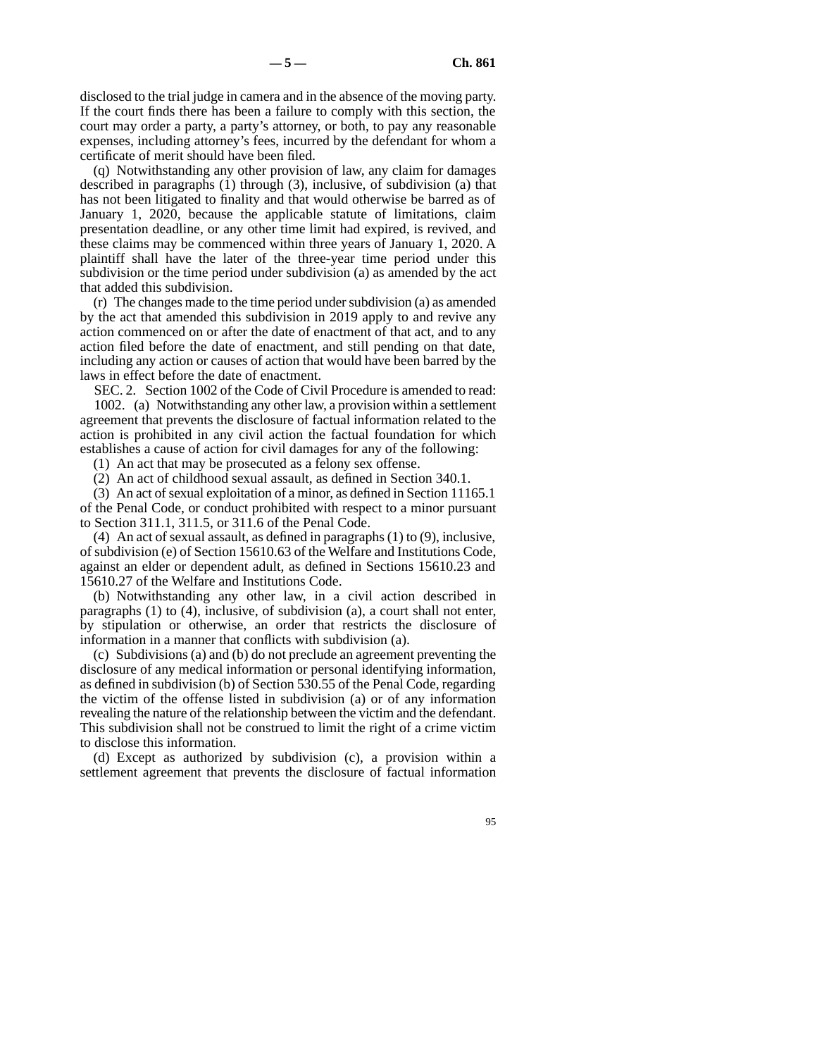disclosed to the trial judge in camera and in the absence of the moving party. If the court finds there has been a failure to comply with this section, the court may order a party, a party's attorney, or both, to pay any reasonable expenses, including attorney's fees, incurred by the defendant for whom a certificate of merit should have been filed.

(q) Notwithstanding any other provision of law, any claim for damages described in paragraphs (1) through (3), inclusive, of subdivision (a) that has not been litigated to finality and that would otherwise be barred as of January 1, 2020, because the applicable statute of limitations, claim presentation deadline, or any other time limit had expired, is revived, and these claims may be commenced within three years of January 1, 2020. A plaintiff shall have the later of the three-year time period under this subdivision or the time period under subdivision (a) as amended by the act that added this subdivision.

(r) The changes made to the time period under subdivision (a) as amended by the act that amended this subdivision in 2019 apply to and revive any action commenced on or after the date of enactment of that act, and to any action filed before the date of enactment, and still pending on that date, including any action or causes of action that would have been barred by the laws in effect before the date of enactment.

SEC. 2. Section 1002 of the Code of Civil Procedure is amended to read:

1002. (a) Notwithstanding any other law, a provision within a settlement agreement that prevents the disclosure of factual information related to the action is prohibited in any civil action the factual foundation for which establishes a cause of action for civil damages for any of the following:

(1) An act that may be prosecuted as a felony sex offense.

(2) An act of childhood sexual assault, as defined in Section 340.1.

(3) An act of sexual exploitation of a minor, as defined in Section 11165.1 of the Penal Code, or conduct prohibited with respect to a minor pursuant to Section 311.1, 311.5, or 311.6 of the Penal Code.

(4) An act of sexual assault, as defined in paragraphs (1) to (9), inclusive, of subdivision (e) of Section 15610.63 of the Welfare and Institutions Code, against an elder or dependent adult, as defined in Sections 15610.23 and 15610.27 of the Welfare and Institutions Code.

(b) Notwithstanding any other law, in a civil action described in paragraphs (1) to (4), inclusive, of subdivision (a), a court shall not enter, by stipulation or otherwise, an order that restricts the disclosure of information in a manner that conflicts with subdivision (a).

(c) Subdivisions (a) and (b) do not preclude an agreement preventing the disclosure of any medical information or personal identifying information, as defined in subdivision (b) of Section 530.55 of the Penal Code, regarding the victim of the offense listed in subdivision (a) or of any information revealing the nature of the relationship between the victim and the defendant. This subdivision shall not be construed to limit the right of a crime victim to disclose this information.

(d) Except as authorized by subdivision (c), a provision within a settlement agreement that prevents the disclosure of factual information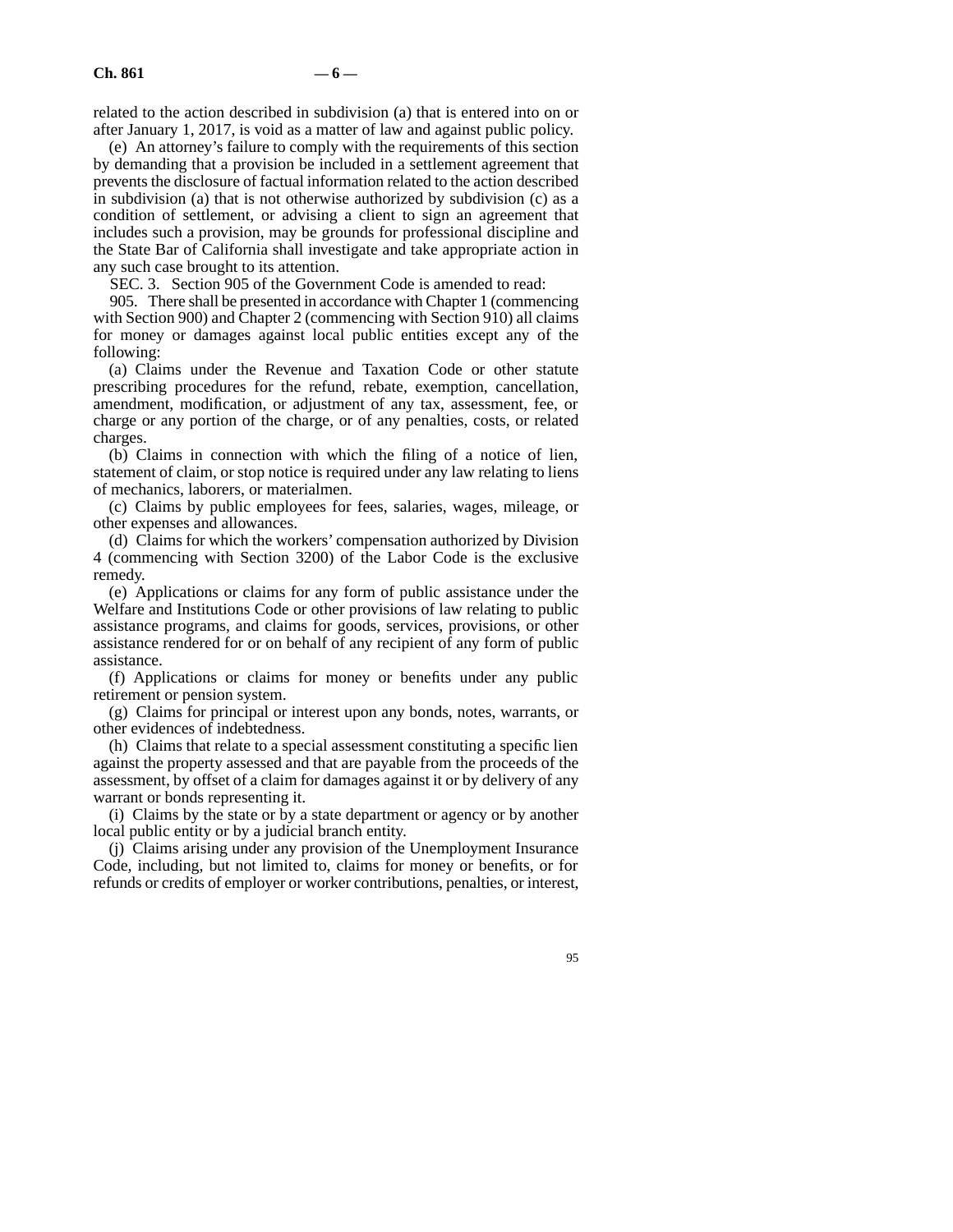related to the action described in subdivision (a) that is entered into on or after January 1, 2017, is void as a matter of law and against public policy.

(e) An attorney's failure to comply with the requirements of this section by demanding that a provision be included in a settlement agreement that prevents the disclosure of factual information related to the action described in subdivision (a) that is not otherwise authorized by subdivision (c) as a condition of settlement, or advising a client to sign an agreement that includes such a provision, may be grounds for professional discipline and the State Bar of California shall investigate and take appropriate action in any such case brought to its attention.

SEC. 3. Section 905 of the Government Code is amended to read:

905. There shall be presented in accordance with Chapter 1 (commencing with Section 900) and Chapter 2 (commencing with Section 910) all claims for money or damages against local public entities except any of the following:

(a) Claims under the Revenue and Taxation Code or other statute prescribing procedures for the refund, rebate, exemption, cancellation, amendment, modification, or adjustment of any tax, assessment, fee, or charge or any portion of the charge, or of any penalties, costs, or related charges.

(b) Claims in connection with which the filing of a notice of lien, statement of claim, or stop notice is required under any law relating to liens of mechanics, laborers, or materialmen.

(c) Claims by public employees for fees, salaries, wages, mileage, or other expenses and allowances.

(d) Claims for which the workers' compensation authorized by Division 4 (commencing with Section 3200) of the Labor Code is the exclusive remedy.

(e) Applications or claims for any form of public assistance under the Welfare and Institutions Code or other provisions of law relating to public assistance programs, and claims for goods, services, provisions, or other assistance rendered for or on behalf of any recipient of any form of public assistance.

(f) Applications or claims for money or benefits under any public retirement or pension system.

(g) Claims for principal or interest upon any bonds, notes, warrants, or other evidences of indebtedness.

(h) Claims that relate to a special assessment constituting a specific lien against the property assessed and that are payable from the proceeds of the assessment, by offset of a claim for damages against it or by delivery of any warrant or bonds representing it.

(i) Claims by the state or by a state department or agency or by another local public entity or by a judicial branch entity.

(j) Claims arising under any provision of the Unemployment Insurance Code, including, but not limited to, claims for money or benefits, or for refunds or credits of employer or worker contributions, penalties, or interest,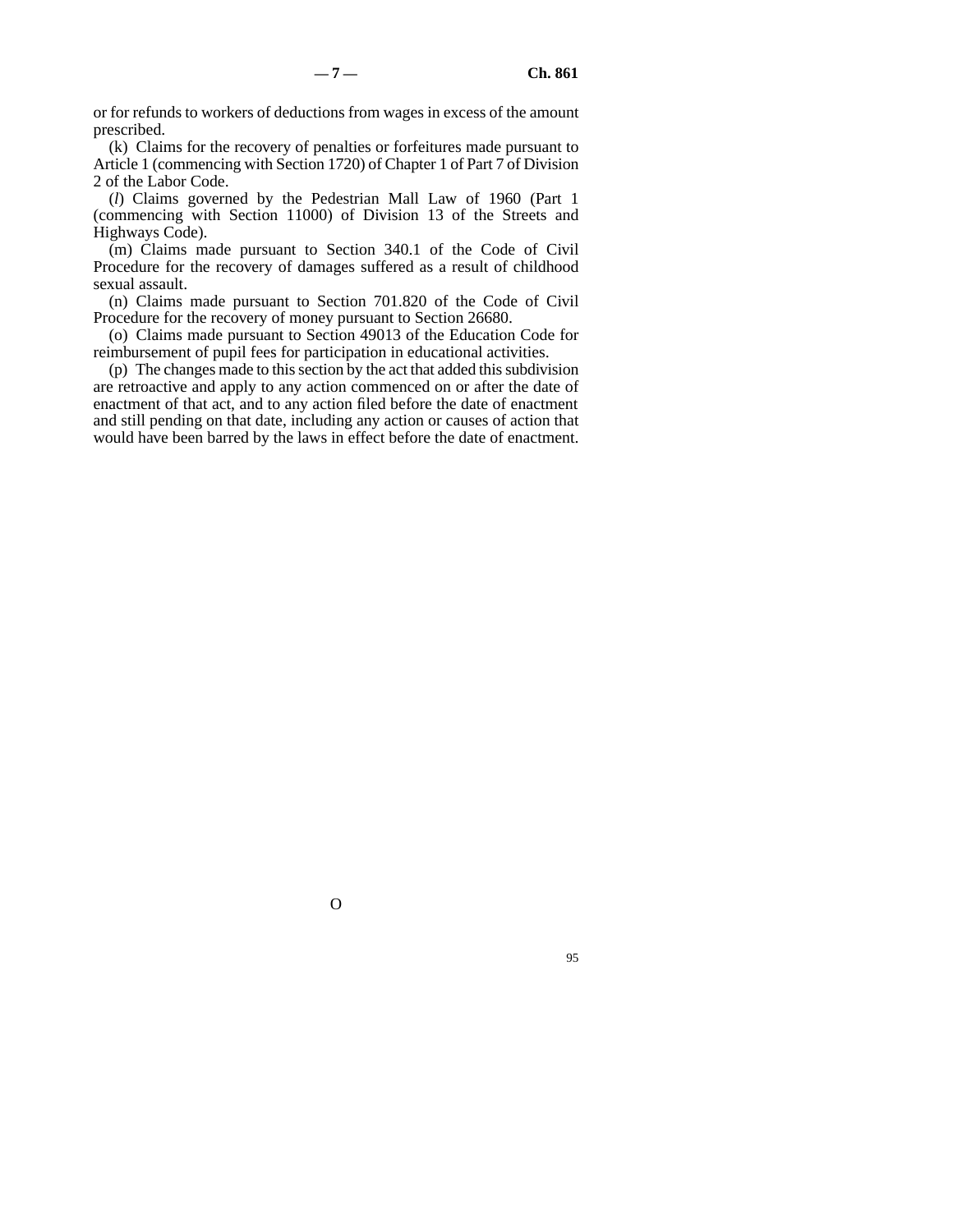or for refunds to workers of deductions from wages in excess of the amount prescribed.

(k) Claims for the recovery of penalties or forfeitures made pursuant to Article 1 (commencing with Section 1720) of Chapter 1 of Part 7 of Division 2 of the Labor Code.

(*l*) Claims governed by the Pedestrian Mall Law of 1960 (Part 1 (commencing with Section 11000) of Division 13 of the Streets and Highways Code).

(m) Claims made pursuant to Section 340.1 of the Code of Civil Procedure for the recovery of damages suffered as a result of childhood sexual assault.

(n) Claims made pursuant to Section 701.820 of the Code of Civil Procedure for the recovery of money pursuant to Section 26680.

(o) Claims made pursuant to Section 49013 of the Education Code for reimbursement of pupil fees for participation in educational activities.

(p) The changes made to this section by the act that added this subdivision are retroactive and apply to any action commenced on or after the date of enactment of that act, and to any action filed before the date of enactment and still pending on that date, including any action or causes of action that would have been barred by the laws in effect before the date of enactment.

O